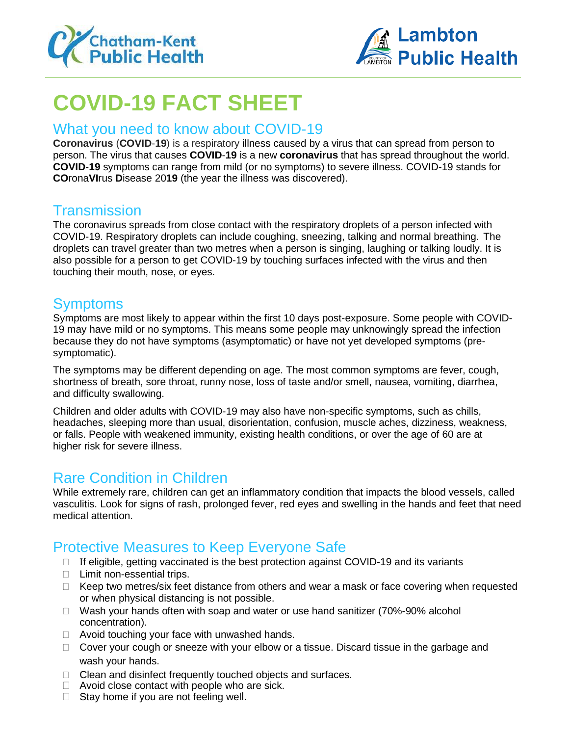Chatham-Kent Public Health

Lambton Public Health

# COVID-19 FACT SHEET

## What you need to know about COVID-19

**Coronavirus** (**COVID**-**19**) is a respiratory illness caused by a virus that can spread from person to person. The virus that causes **COVID**-**19** is a new **coronavirus** that has spread throughout the world. **COVID**-**19** symptoms can range from mild (or no symptoms) to severe illness. COVID-19 stands for **CO**rona**VI**rus **D**isease 20**19** (the year the illness was discovered).

## Transmission

The coronavirus spreads from close contact with the respiratory droplets of a person infected with COVID-19. Respiratory droplets can include coughing, sneezing, talking and normal breathing. The droplets can travel greater than two metres when a person is singing, laughing or talking loudly. It is also possible for a person to get COVID-19 by touching surfaces infected with the virus and then touching their mouth, nose, or eyes.

## Symptoms

Symptoms are most likely to appear within the first 10 days post-exposure. Some people with COVID-19 may have mild or no symptoms. This means some people may unknowingly spread the infection because they do not have symptoms (asymptomatic) or have not yet developed symptoms (pre-symptomatic).

The symptoms may be different depending on age. The most common symptoms are fever, cough, shortness of breath, sore throat, runny nose, loss of taste and/or smell, nausea, vomiting, diarrhea, and difficulty swallowing.

Children and older adults with COVID-19 may also have non-specific symptoms, such as chills, headaches, sleeping more than usual, disorientation, confusion, muscle aches, dizziness, weakness, or falls. People with weakened immunity, existing health conditions, or over the age of 60 are at higher risk for severe illness.

## Rare Condition in Children

While extremely rare, children can get an inflammatory condition that impacts the blood vessels, called vasculitis. Look for signs of rash, prolonged fever, red eyes and swelling in the hands and feet that need medical attention.

## Protective Measures to Keep Everyone Safe

- If eligible, getting vaccinated is the best protection against COVID-19 and its variants
- Limit non-essential trips.
- Keep two metres/six feet distance from others and wear a mask or face covering when requested or when physical distancing is not possible.
- Wash your hands often with soap and water or use hand sanitizer (70%-90% alcohol concentration).
- Avoid touching your face with unwashed hands.
- Cover your cough or sneeze with your elbow or a tissue. Discard tissue in the garbage and wash your hands.
- Clean and disinfect frequently touched objects and surfaces.
- Avoid close contact with people who are sick.
- Stay home if you are not feeling well.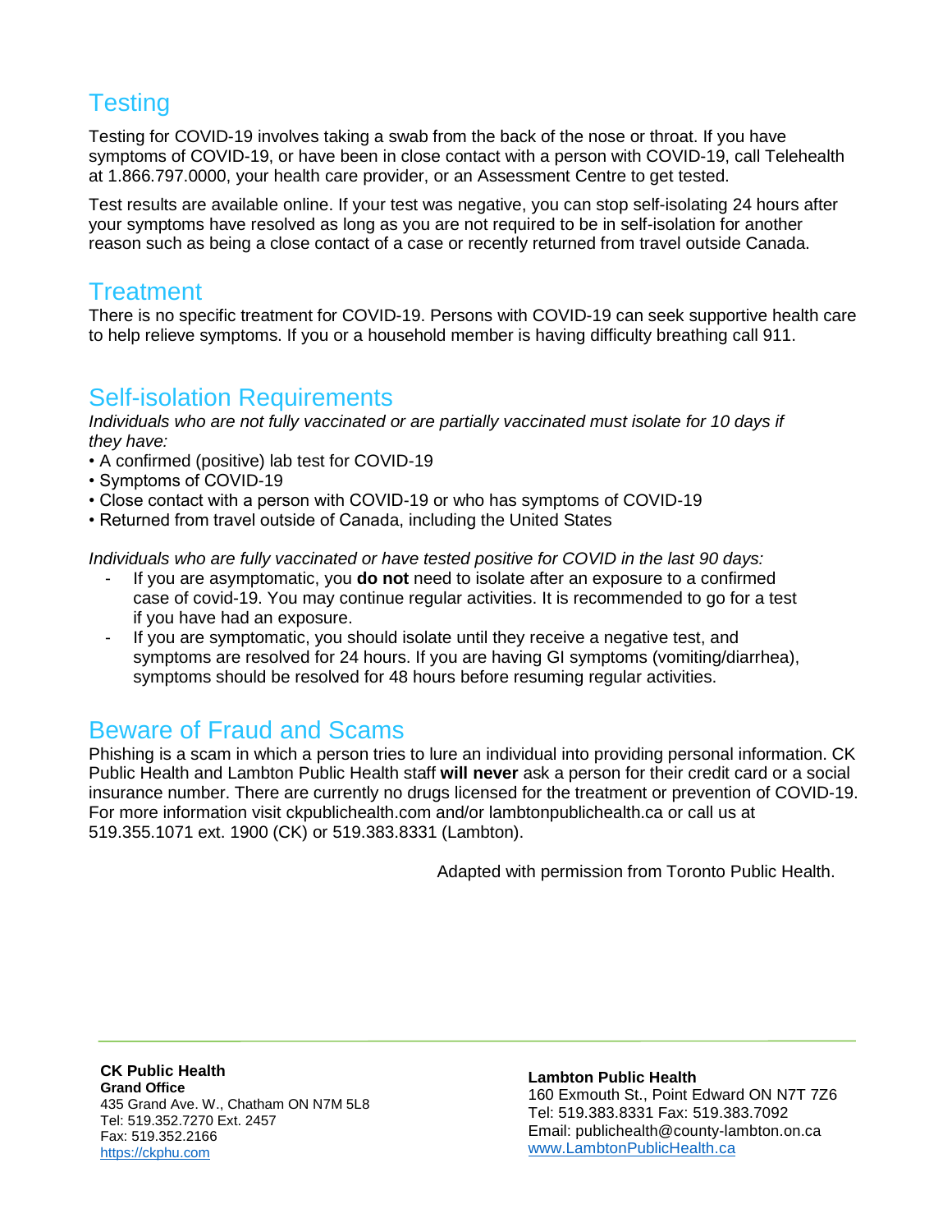## Testing

Testing for COVID-19 involves taking a swab from the back of the nose or throat. If you have symptoms of COVID-19, or have been in close contact with a person with COVID-19, call Telehealth at 1.866.797.0000, your health care provider, or an Assessment Centre to get tested.

Test results are available online. If your test was negative, you can stop self-isolating 24 hours after your symptoms have resolved as long as you are not required to be in self-isolation for another reason such as being a close contact of a case or recently returned from travel outside Canada.

## Treatment

There is no specific treatment for COVID-19. Persons with COVID-19 can seek supportive health care to help relieve symptoms. If you or a household member is having difficulty breathing call 911.

## Self-isolation Requirements

*Individuals who are not fully vaccinated or are partially vaccinated must isolate for 10 days if they have:*

- A confirmed (positive) lab test for COVID-19
- Symptoms of COVID-19
- Close contact with a person with COVID-19 or who has symptoms of COVID-19
- Returned from travel outside of Canada, including the United States

*Individuals who are fully vaccinated or have tested positive for COVID in the last 90 days:*

- If you are asymptomatic, you **do not** need to isolate after an exposure to a confirmed case of covid-19. You may continue regular activities. It is recommended to go for a test if you have had an exposure.
- If you are symptomatic, you should isolate until they receive a negative test, and symptoms are resolved for 24 hours. If you are having GI symptoms (vomiting/diarrhea), symptoms should be resolved for 48 hours before resuming regular activities.

## Beware of Fraud and Scams

Phishing is a scam in which a person tries to lure an individual into providing personal information. CK Public Health and Lambton Public Health staff **will never** ask a person for their credit card or a social insurance number. There are currently no drugs licensed for the treatment or prevention of COVID-19. For more information visit ckpublichealth.com and/or lambtonpublichealth.ca or call us at 519.355.1071 ext. 1900 (CK) or 519.383.8331 (Lambton).

Adapted with permission from Toronto Public Health.

---

**CK Public Health**
**Grand Office**
435 Grand Ave. W., Chatham ON N7M 5L8
Tel: 519.352.7270 Ext. 2457
Fax: 519.352.2166
https://ckphu.com

**Lambton Public Health**
160 Exmouth St., Point Edward ON N7T 7Z6
Tel: 519.383.8331 Fax: 519.383.7092
Email: publichealth@county-lambton.on.ca
www.LambtonPublicHealth.ca